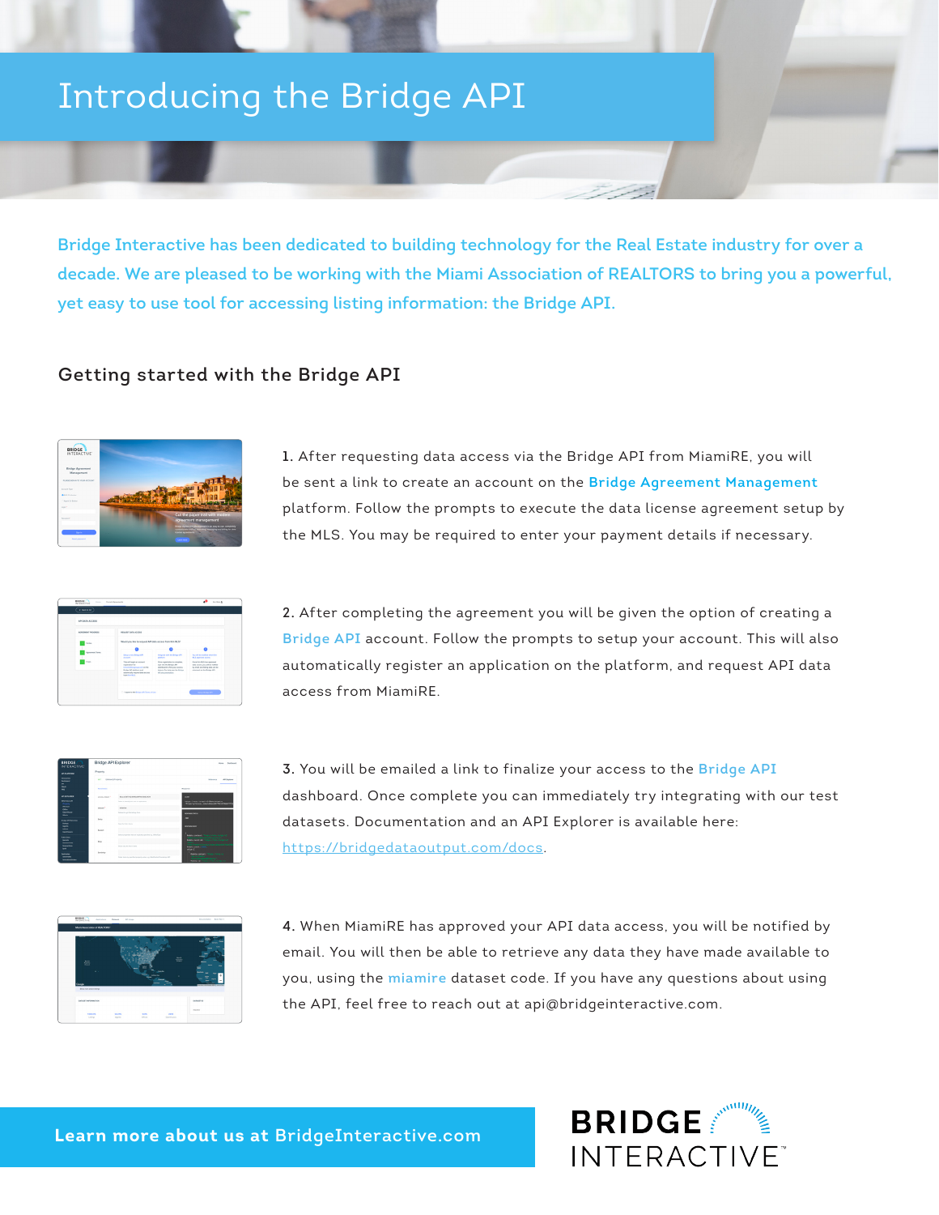# Introducing the Bridge API

Bridge Interactive has been dedicated to building technology for the Real Estate industry for over a decade. We are pleased to be working with the Miami Association of REALTORS to bring you a powerful, yet easy to use tool for accessing listing information: the Bridge API.

## Getting started with the Bridge API

1. After requesting data access via the Bridge API from MiamiRE, you will be sent a link to create an account on the **Bridge Agreement Management** platform. Follow the prompts to execute the data license agreement setup by the MLS. You may be required to enter your payment details if necessary.

2. After completing the agreement you will be given the option of creating a Bridge API account. Follow the prompts to setup your account. This will also automatically register an application on the platform, and request API data access from MiamiRE.

3. You will be emailed a link to finalize your access to the Bridge API dashboard. Once complete you can immediately try integrating with our test datasets. Documentation and an API Explorer is available here: https://bridgedataoutput.com/docs.

4. When MiamiRE has approved your API data access, you will be notified by email. You will then be able to retrieve any data they have made available to you, using the miamire dataset code. If you have any questions about using the API, feel free to reach out at api@bridgeinteractive.com.

**Learn more about us at** BridgeInteractive.com

BRIDGE INTERACTIVE™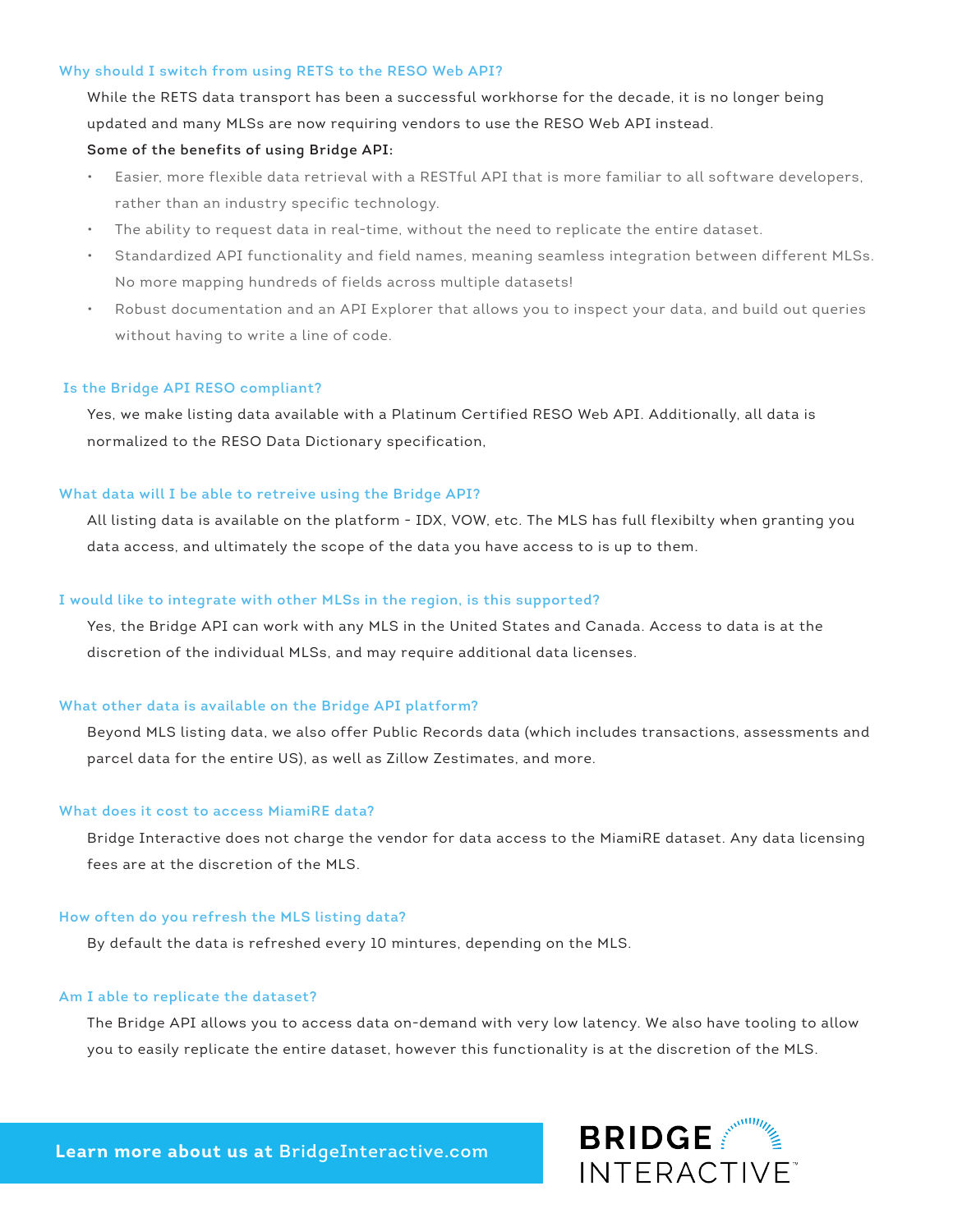### Why should I switch from using RETS to the RESO Web API?

While the RETS data transport has been a successful workhorse for the decade, it is no longer being updated and many MLSs are now requiring vendors to use the RESO Web API instead.

**Some of the benefits of using Bridge API:**

- Easier, more flexible data retrieval with a RESTful API that is more familiar to all software developers, rather than an industry specific technology.
- The ability to request data in real-time, without the need to replicate the entire dataset.
- Standardized API functionality and field names, meaning seamless integration between different MLSs. No more mapping hundreds of fields across multiple datasets!
- Robust documentation and an API Explorer that allows you to inspect your data, and build out queries without having to write a line of code.

### Is the Bridge API RESO compliant?

Yes, we make listing data available with a Platinum Certified RESO Web API. Additionally, all data is normalized to the RESO Data Dictionary specification,

### What data will I be able to retreive using the Bridge API?

All listing data is available on the platform - IDX, VOW, etc. The MLS has full flexibilty when granting you data access, and ultimately the scope of the data you have access to is up to them.

### I would like to integrate with other MLSs in the region, is this supported?

Yes, the Bridge API can work with any MLS in the United States and Canada. Access to data is at the discretion of the individual MLSs, and may require additional data licenses.

### What other data is available on the Bridge API platform?

Beyond MLS listing data, we also offer Public Records data (which includes transactions, assessments and parcel data for the entire US), as well as Zillow Zestimates, and more.

### What does it cost to access MiamiRE data?

Bridge Interactive does not charge the vendor for data access to the MiamiRE dataset. Any data licensing fees are at the discretion of the MLS.

### How often do you refresh the MLS listing data?

By default the data is refreshed every 10 mintures, depending on the MLS.

### Am I able to replicate the dataset?

The Bridge API allows you to access data on-demand with very low latency. We also have tooling to allow you to easily replicate the entire dataset, however this functionality is at the discretion of the MLS.

**Learn more about us at** BridgeInteractive.com

BRIDGE INTERACTIVE™